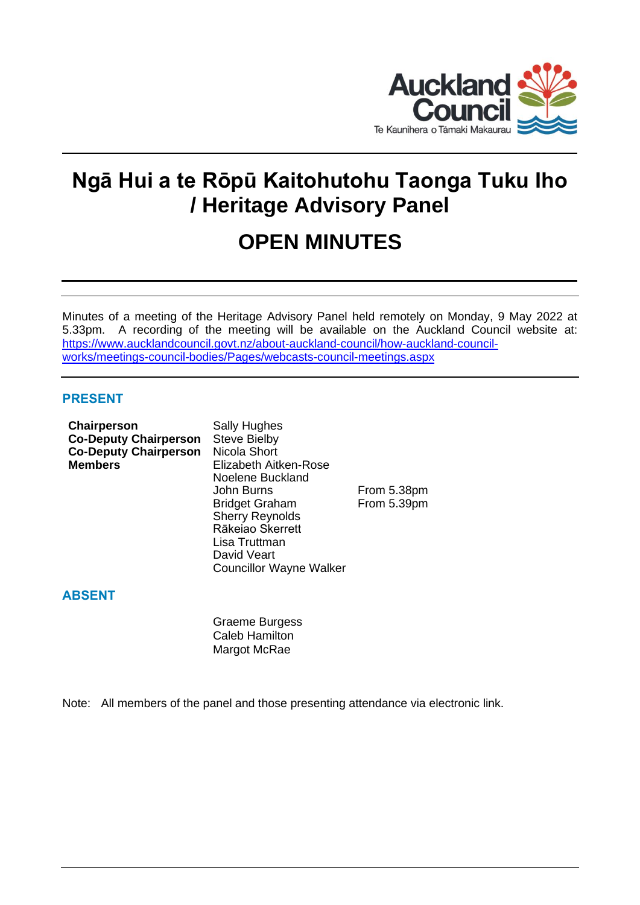# Ngā Hui a te Rōpū Kaitohutohu Taonga Tuku Iho / Heritage Advisory Panel

# OPEN MINUTES

Minutes of a meeting of the Heritage Advisory Panel held remotely on Monday, 9 May 2022 at 5.33pm. A recording of the meeting will be available on the Auckland Council website at: https://www.aucklandcouncil.govt.nz/about-auckland-council/how-auckland-council-works/meetings-council-bodies/Pages/webcasts-council-meetings.aspx

## PRESENT

| | | |
|---|---|---|
| **Chairperson** | Sally Hughes | |
| **Co-Deputy Chairperson** | Steve Bielby | |
| **Co-Deputy Chairperson** | Nicola Short | |
| **Members** | Elizabeth Aitken-Rose | |
| | Noelene Buckland | |
| | John Burns | From 5.38pm |
| | Bridget Graham | From 5.39pm |
| | Sherry Reynolds | |
| | Rākeiao Skerrett | |
| | Lisa Truttman | |
| | David Veart | |
| | Councillor Wayne Walker | |

## ABSENT

Graeme Burgess
Caleb Hamilton
Margot McRae

Note: All members of the panel and those presenting attendance via electronic link.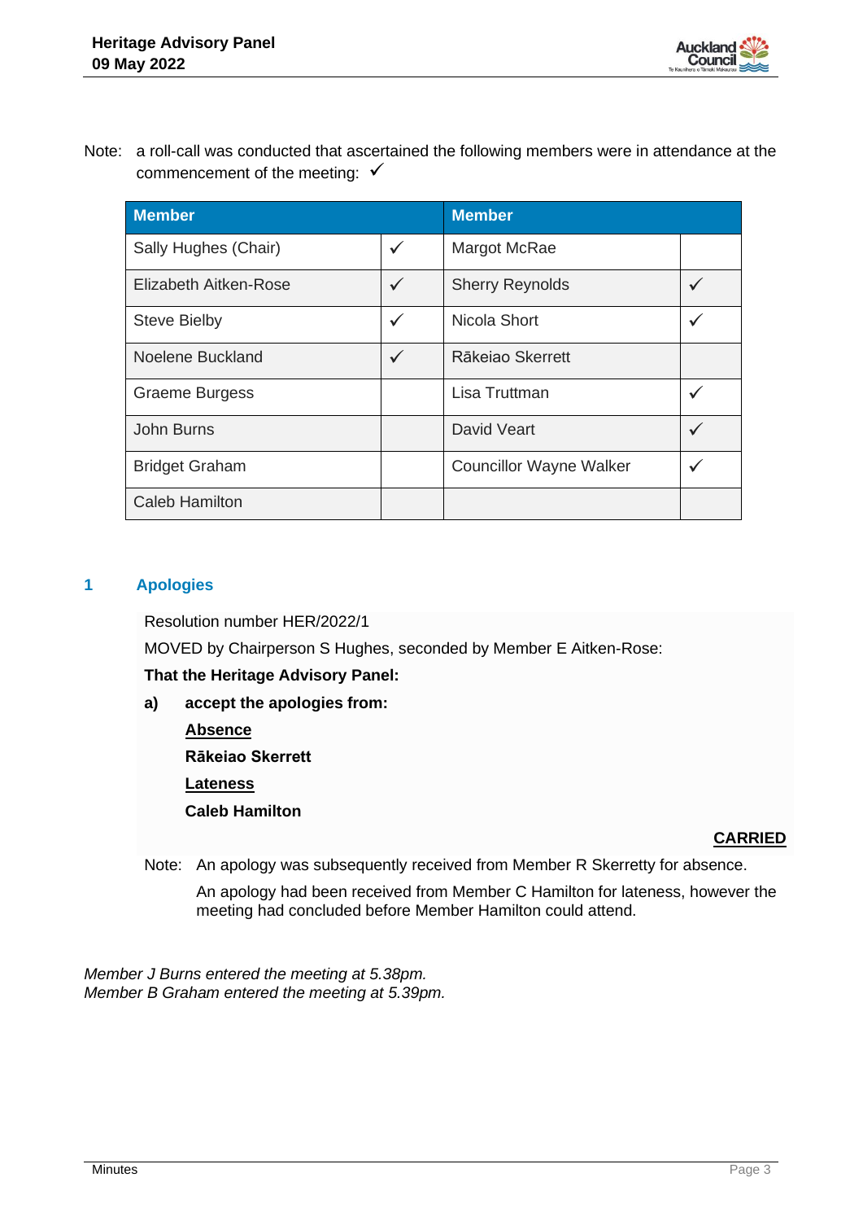Note: a roll-call was conducted that ascertained the following members were in attendance at the commencement of the meeting: ✓

| Member | | Member | |
|---|---|---|---|
| Sally Hughes (Chair) | ✓ | Margot McRae | |
| Elizabeth Aitken-Rose | ✓ | Sherry Reynolds | ✓ |
| Steve Bielby | ✓ | Nicola Short | ✓ |
| Noelene Buckland | ✓ | Rākeiao Skerrett | |
| Graeme Burgess | | Lisa Truttman | ✓ |
| John Burns | | David Veart | ✓ |
| Bridget Graham | | Councillor Wayne Walker | ✓ |
| Caleb Hamilton | | | |

## 1 Apologies

Resolution number HER/2022/1

MOVED by Chairperson S Hughes, seconded by Member E Aitken-Rose:

**That the Heritage Advisory Panel:**

**a) accept the apologies from:**

**Absence**

**Rākeiao Skerrett**

**Lateness**

**Caleb Hamilton**

**CARRIED**

Note: An apology was subsequently received from Member R Skerretty for absence.

An apology had been received from Member C Hamilton for lateness, however the meeting had concluded before Member Hamilton could attend.

*Member J Burns entered the meeting at 5.38pm.*
*Member B Graham entered the meeting at 5.39pm.*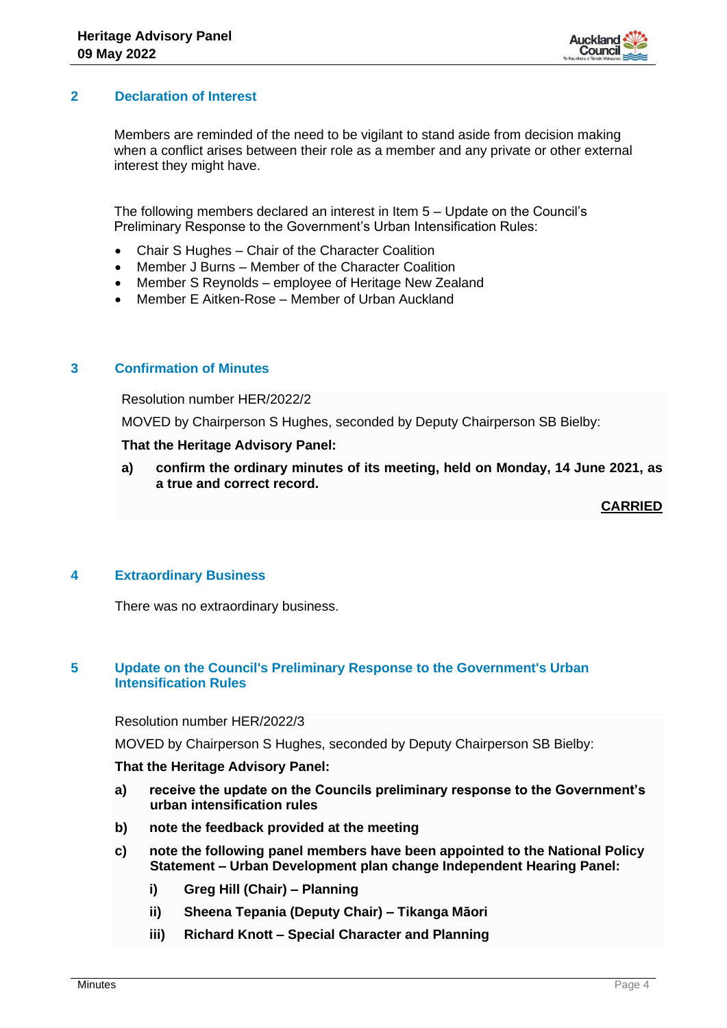## 2 Declaration of Interest

Members are reminded of the need to be vigilant to stand aside from decision making when a conflict arises between their role as a member and any private or other external interest they might have.

The following members declared an interest in Item 5 – Update on the Council's Preliminary Response to the Government's Urban Intensification Rules:

- Chair S Hughes – Chair of the Character Coalition
- Member J Burns – Member of the Character Coalition
- Member S Reynolds – employee of Heritage New Zealand
- Member E Aitken-Rose – Member of Urban Auckland

## 3 Confirmation of Minutes

Resolution number HER/2022/2

MOVED by Chairperson S Hughes, seconded by Deputy Chairperson SB Bielby:

**That the Heritage Advisory Panel:**

**a) confirm the ordinary minutes of its meeting, held on Monday, 14 June 2021, as a true and correct record.**

**CARRIED**

## 4 Extraordinary Business

There was no extraordinary business.

## 5 Update on the Council's Preliminary Response to the Government's Urban Intensification Rules

Resolution number HER/2022/3

MOVED by Chairperson S Hughes, seconded by Deputy Chairperson SB Bielby:

**That the Heritage Advisory Panel:**

**a) receive the update on the Councils preliminary response to the Government's urban intensification rules**

**b) note the feedback provided at the meeting**

**c) note the following panel members have been appointed to the National Policy Statement – Urban Development plan change Independent Hearing Panel:**

**i) Greg Hill (Chair) – Planning**

**ii) Sheena Tepania (Deputy Chair) – Tikanga Māori**

**iii) Richard Knott – Special Character and Planning**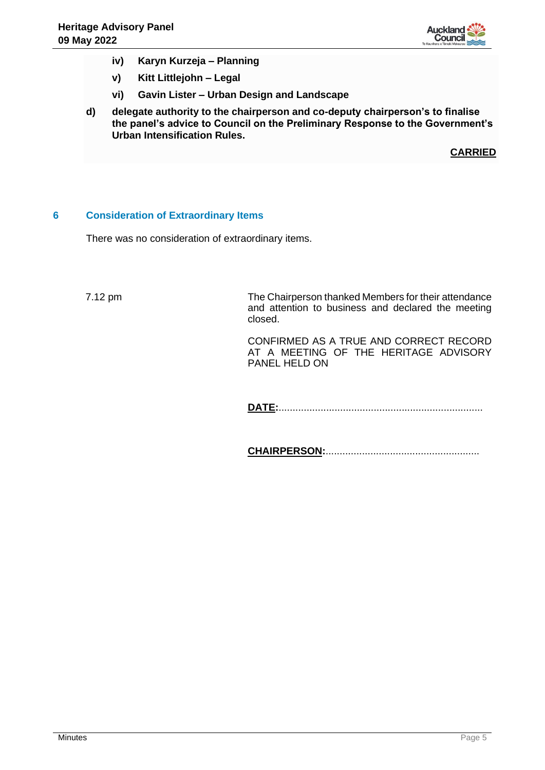**iv) Karyn Kurzeja – Planning**

**v) Kitt Littlejohn – Legal**

**vi) Gavin Lister – Urban Design and Landscape**

**d) delegate authority to the chairperson and co-deputy chairperson's to finalise the panel's advice to Council on the Preliminary Response to the Government's Urban Intensification Rules.**

**CARRIED**

## 6 Consideration of Extraordinary Items

There was no consideration of extraordinary items.

7.12 pm

The Chairperson thanked Members for their attendance and attention to business and declared the meeting closed.

CONFIRMED AS A TRUE AND CORRECT RECORD AT A MEETING OF THE HERITAGE ADVISORY PANEL HELD ON

**DATE:**.........................................................................

**CHAIRPERSON:**.......................................................